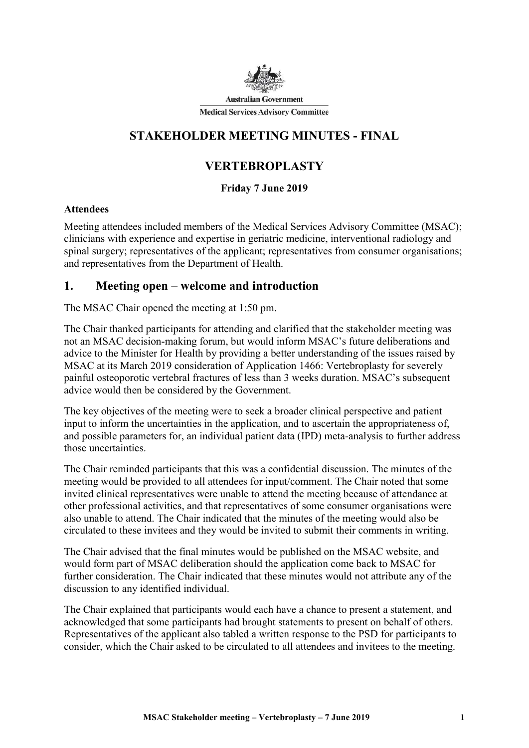Australian Government

Medical Services Advisory Committee

# STAKEHOLDER MEETING MINUTES - FINAL

# VERTEBROPLASTY

**Friday 7 June 2019**

**Attendees**

Meeting attendees included members of the Medical Services Advisory Committee (MSAC); clinicians with experience and expertise in geriatric medicine, interventional radiology and spinal surgery; representatives of the applicant; representatives from consumer organisations; and representatives from the Department of Health.

## 1. Meeting open – welcome and introduction

The MSAC Chair opened the meeting at 1:50 pm.

The Chair thanked participants for attending and clarified that the stakeholder meeting was not an MSAC decision-making forum, but would inform MSAC's future deliberations and advice to the Minister for Health by providing a better understanding of the issues raised by MSAC at its March 2019 consideration of Application 1466: Vertebroplasty for severely painful osteoporotic vertebral fractures of less than 3 weeks duration. MSAC's subsequent advice would then be considered by the Government.

The key objectives of the meeting were to seek a broader clinical perspective and patient input to inform the uncertainties in the application, and to ascertain the appropriateness of, and possible parameters for, an individual patient data (IPD) meta-analysis to further address those uncertainties.

The Chair reminded participants that this was a confidential discussion. The minutes of the meeting would be provided to all attendees for input/comment. The Chair noted that some invited clinical representatives were unable to attend the meeting because of attendance at other professional activities, and that representatives of some consumer organisations were also unable to attend. The Chair indicated that the minutes of the meeting would also be circulated to these invitees and they would be invited to submit their comments in writing.

The Chair advised that the final minutes would be published on the MSAC website, and would form part of MSAC deliberation should the application come back to MSAC for further consideration. The Chair indicated that these minutes would not attribute any of the discussion to any identified individual.

The Chair explained that participants would each have a chance to present a statement, and acknowledged that some participants had brought statements to present on behalf of others. Representatives of the applicant also tabled a written response to the PSD for participants to consider, which the Chair asked to be circulated to all attendees and invitees to the meeting.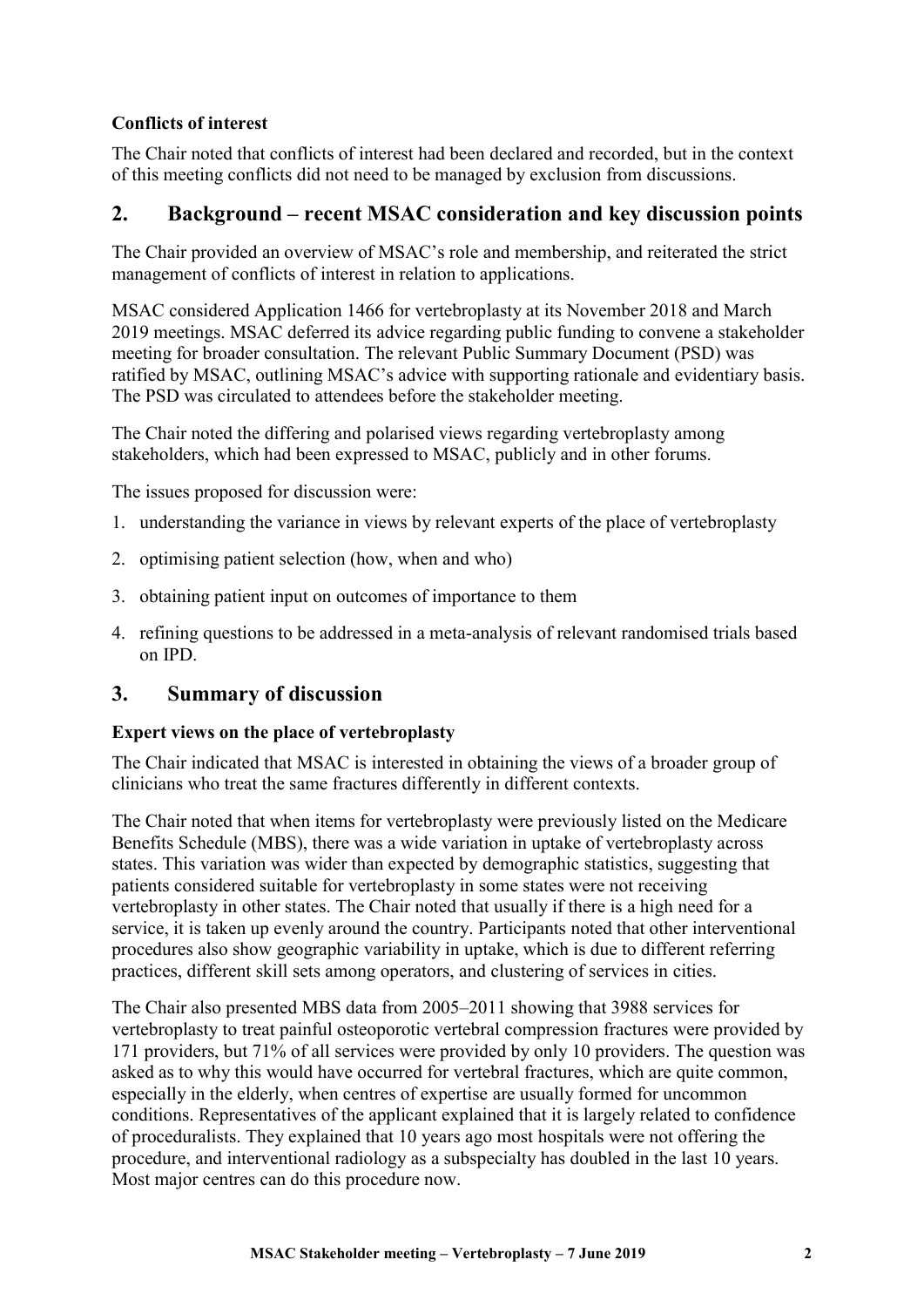### Conflicts of interest

The Chair noted that conflicts of interest had been declared and recorded, but in the context of this meeting conflicts did not need to be managed by exclusion from discussions.

## 2. Background – recent MSAC consideration and key discussion points

The Chair provided an overview of MSAC's role and membership, and reiterated the strict management of conflicts of interest in relation to applications.

MSAC considered Application 1466 for vertebroplasty at its November 2018 and March 2019 meetings. MSAC deferred its advice regarding public funding to convene a stakeholder meeting for broader consultation. The relevant Public Summary Document (PSD) was ratified by MSAC, outlining MSAC's advice with supporting rationale and evidentiary basis. The PSD was circulated to attendees before the stakeholder meeting.

The Chair noted the differing and polarised views regarding vertebroplasty among stakeholders, which had been expressed to MSAC, publicly and in other forums.

The issues proposed for discussion were:

1. understanding the variance in views by relevant experts of the place of vertebroplasty
2. optimising patient selection (how, when and who)
3. obtaining patient input on outcomes of importance to them
4. refining questions to be addressed in a meta-analysis of relevant randomised trials based on IPD.

## 3. Summary of discussion

### Expert views on the place of vertebroplasty

The Chair indicated that MSAC is interested in obtaining the views of a broader group of clinicians who treat the same fractures differently in different contexts.

The Chair noted that when items for vertebroplasty were previously listed on the Medicare Benefits Schedule (MBS), there was a wide variation in uptake of vertebroplasty across states. This variation was wider than expected by demographic statistics, suggesting that patients considered suitable for vertebroplasty in some states were not receiving vertebroplasty in other states. The Chair noted that usually if there is a high need for a service, it is taken up evenly around the country. Participants noted that other interventional procedures also show geographic variability in uptake, which is due to different referring practices, different skill sets among operators, and clustering of services in cities.

The Chair also presented MBS data from 2005–2011 showing that 3988 services for vertebroplasty to treat painful osteoporotic vertebral compression fractures were provided by 171 providers, but 71% of all services were provided by only 10 providers. The question was asked as to why this would have occurred for vertebral fractures, which are quite common, especially in the elderly, when centres of expertise are usually formed for uncommon conditions. Representatives of the applicant explained that it is largely related to confidence of proceduralists. They explained that 10 years ago most hospitals were not offering the procedure, and interventional radiology as a subspecialty has doubled in the last 10 years. Most major centres can do this procedure now.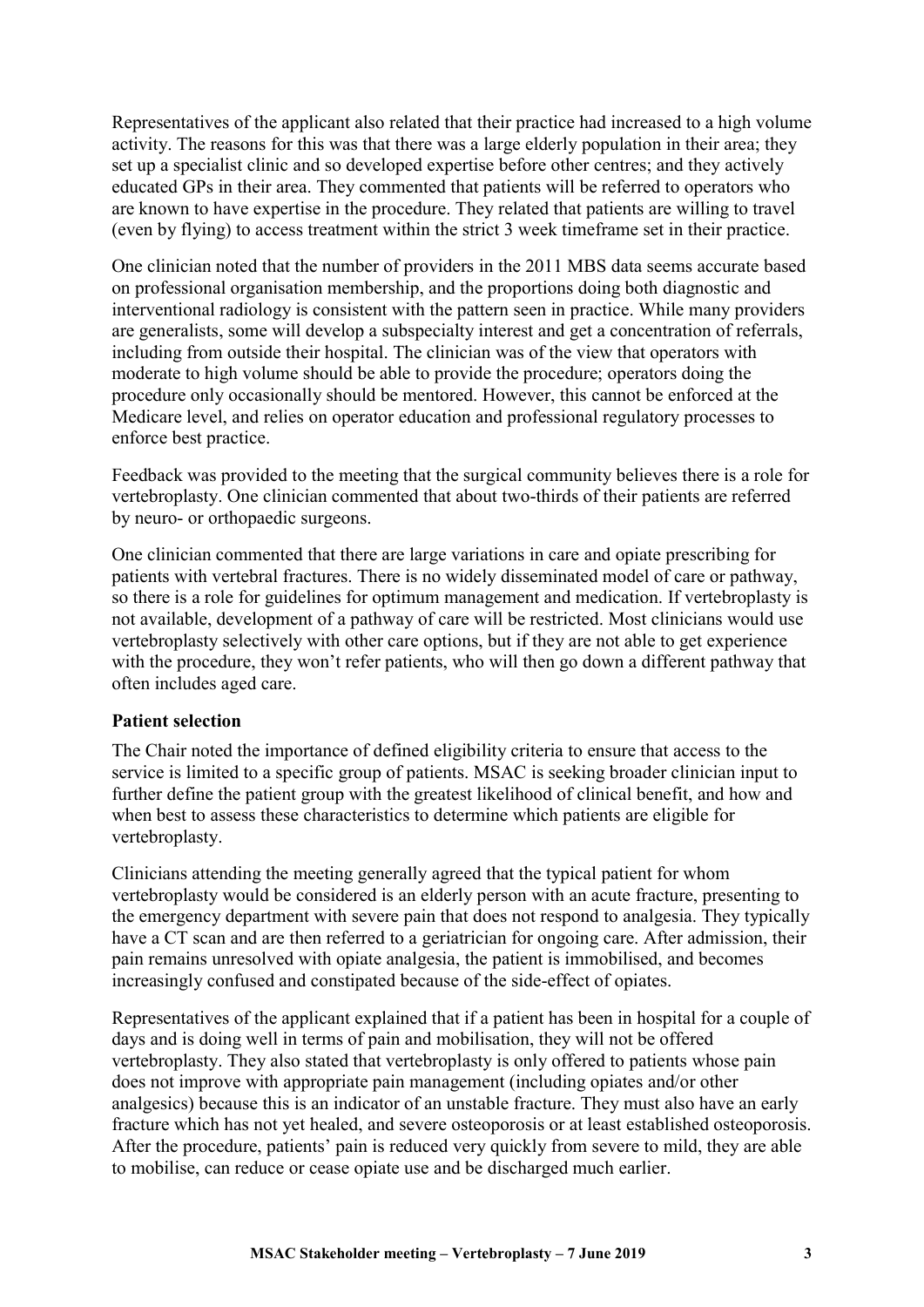Representatives of the applicant also related that their practice had increased to a high volume activity. The reasons for this was that there was a large elderly population in their area; they set up a specialist clinic and so developed expertise before other centres; and they actively educated GPs in their area. They commented that patients will be referred to operators who are known to have expertise in the procedure. They related that patients are willing to travel (even by flying) to access treatment within the strict 3 week timeframe set in their practice.

One clinician noted that the number of providers in the 2011 MBS data seems accurate based on professional organisation membership, and the proportions doing both diagnostic and interventional radiology is consistent with the pattern seen in practice. While many providers are generalists, some will develop a subspecialty interest and get a concentration of referrals, including from outside their hospital. The clinician was of the view that operators with moderate to high volume should be able to provide the procedure; operators doing the procedure only occasionally should be mentored. However, this cannot be enforced at the Medicare level, and relies on operator education and professional regulatory processes to enforce best practice.

Feedback was provided to the meeting that the surgical community believes there is a role for vertebroplasty. One clinician commented that about two-thirds of their patients are referred by neuro- or orthopaedic surgeons.

One clinician commented that there are large variations in care and opiate prescribing for patients with vertebral fractures. There is no widely disseminated model of care or pathway, so there is a role for guidelines for optimum management and medication. If vertebroplasty is not available, development of a pathway of care will be restricted. Most clinicians would use vertebroplasty selectively with other care options, but if they are not able to get experience with the procedure, they won't refer patients, who will then go down a different pathway that often includes aged care.

### Patient selection

The Chair noted the importance of defined eligibility criteria to ensure that access to the service is limited to a specific group of patients. MSAC is seeking broader clinician input to further define the patient group with the greatest likelihood of clinical benefit, and how and when best to assess these characteristics to determine which patients are eligible for vertebroplasty.

Clinicians attending the meeting generally agreed that the typical patient for whom vertebroplasty would be considered is an elderly person with an acute fracture, presenting to the emergency department with severe pain that does not respond to analgesia. They typically have a CT scan and are then referred to a geriatrician for ongoing care. After admission, their pain remains unresolved with opiate analgesia, the patient is immobilised, and becomes increasingly confused and constipated because of the side-effect of opiates.

Representatives of the applicant explained that if a patient has been in hospital for a couple of days and is doing well in terms of pain and mobilisation, they will not be offered vertebroplasty. They also stated that vertebroplasty is only offered to patients whose pain does not improve with appropriate pain management (including opiates and/or other analgesics) because this is an indicator of an unstable fracture. They must also have an early fracture which has not yet healed, and severe osteoporosis or at least established osteoporosis. After the procedure, patients' pain is reduced very quickly from severe to mild, they are able to mobilise, can reduce or cease opiate use and be discharged much earlier.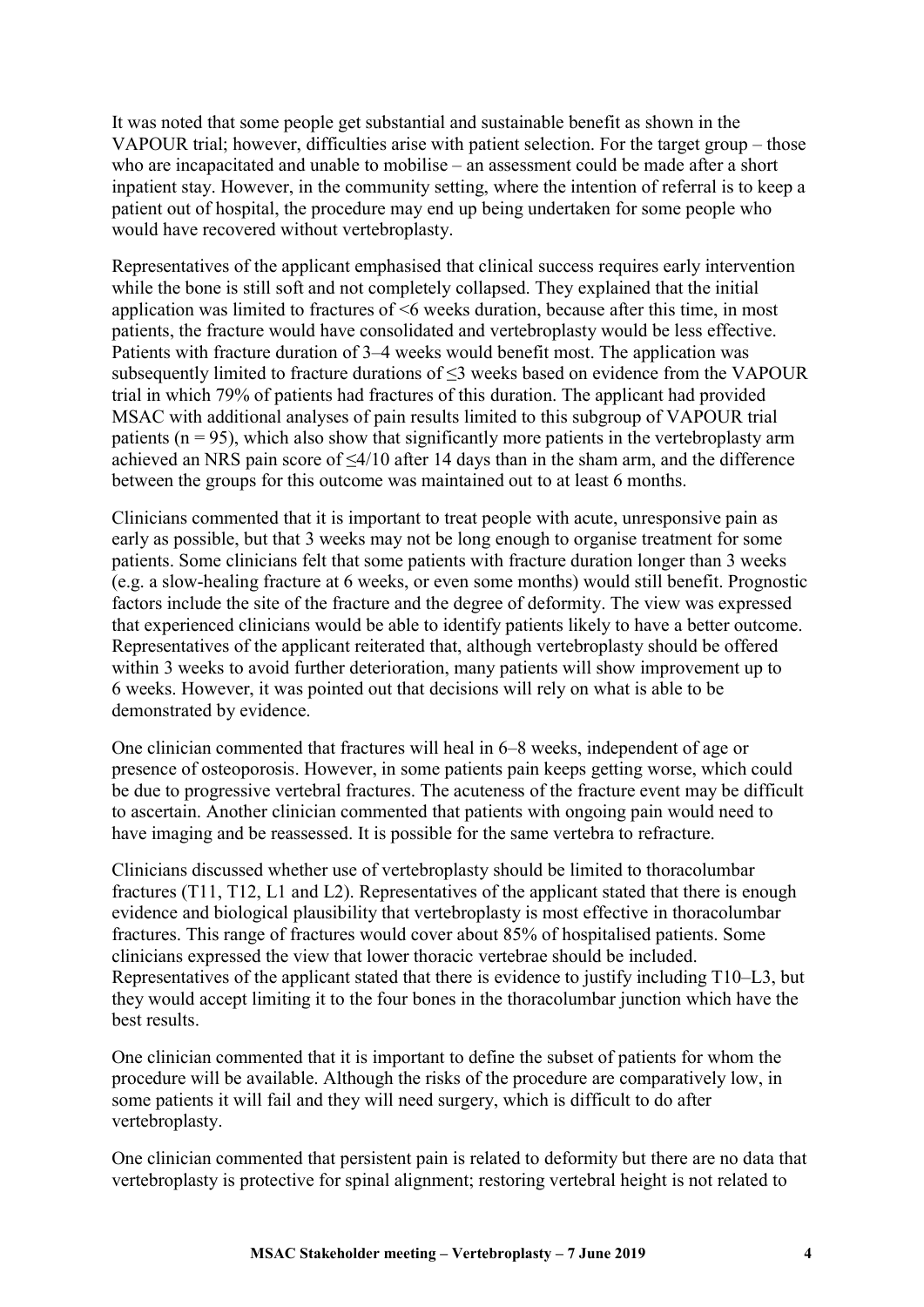It was noted that some people get substantial and sustainable benefit as shown in the VAPOUR trial; however, difficulties arise with patient selection. For the target group – those who are incapacitated and unable to mobilise – an assessment could be made after a short inpatient stay. However, in the community setting, where the intention of referral is to keep a patient out of hospital, the procedure may end up being undertaken for some people who would have recovered without vertebroplasty.

Representatives of the applicant emphasised that clinical success requires early intervention while the bone is still soft and not completely collapsed. They explained that the initial application was limited to fractures of <6 weeks duration, because after this time, in most patients, the fracture would have consolidated and vertebroplasty would be less effective. Patients with fracture duration of 3–4 weeks would benefit most. The application was subsequently limited to fracture durations of ≤3 weeks based on evidence from the VAPOUR trial in which 79% of patients had fractures of this duration. The applicant had provided MSAC with additional analyses of pain results limited to this subgroup of VAPOUR trial patients (n = 95), which also show that significantly more patients in the vertebroplasty arm achieved an NRS pain score of ≤4/10 after 14 days than in the sham arm, and the difference between the groups for this outcome was maintained out to at least 6 months.

Clinicians commented that it is important to treat people with acute, unresponsive pain as early as possible, but that 3 weeks may not be long enough to organise treatment for some patients. Some clinicians felt that some patients with fracture duration longer than 3 weeks (e.g. a slow-healing fracture at 6 weeks, or even some months) would still benefit. Prognostic factors include the site of the fracture and the degree of deformity. The view was expressed that experienced clinicians would be able to identify patients likely to have a better outcome. Representatives of the applicant reiterated that, although vertebroplasty should be offered within 3 weeks to avoid further deterioration, many patients will show improvement up to 6 weeks. However, it was pointed out that decisions will rely on what is able to be demonstrated by evidence.

One clinician commented that fractures will heal in 6–8 weeks, independent of age or presence of osteoporosis. However, in some patients pain keeps getting worse, which could be due to progressive vertebral fractures. The acuteness of the fracture event may be difficult to ascertain. Another clinician commented that patients with ongoing pain would need to have imaging and be reassessed. It is possible for the same vertebra to refracture.

Clinicians discussed whether use of vertebroplasty should be limited to thoracolumbar fractures (T11, T12, L1 and L2). Representatives of the applicant stated that there is enough evidence and biological plausibility that vertebroplasty is most effective in thoracolumbar fractures. This range of fractures would cover about 85% of hospitalised patients. Some clinicians expressed the view that lower thoracic vertebrae should be included. Representatives of the applicant stated that there is evidence to justify including T10–L3, but they would accept limiting it to the four bones in the thoracolumbar junction which have the best results.

One clinician commented that it is important to define the subset of patients for whom the procedure will be available. Although the risks of the procedure are comparatively low, in some patients it will fail and they will need surgery, which is difficult to do after vertebroplasty.

One clinician commented that persistent pain is related to deformity but there are no data that vertebroplasty is protective for spinal alignment; restoring vertebral height is not related to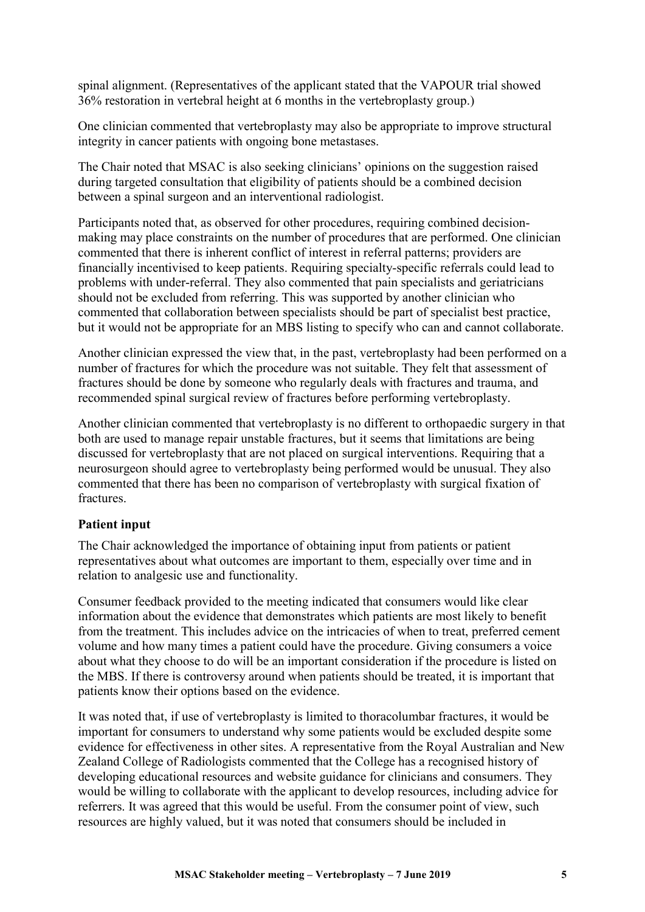spinal alignment. (Representatives of the applicant stated that the VAPOUR trial showed 36% restoration in vertebral height at 6 months in the vertebroplasty group.)

One clinician commented that vertebroplasty may also be appropriate to improve structural integrity in cancer patients with ongoing bone metastases.

The Chair noted that MSAC is also seeking clinicians' opinions on the suggestion raised during targeted consultation that eligibility of patients should be a combined decision between a spinal surgeon and an interventional radiologist.

Participants noted that, as observed for other procedures, requiring combined decision-making may place constraints on the number of procedures that are performed. One clinician commented that there is inherent conflict of interest in referral patterns; providers are financially incentivised to keep patients. Requiring specialty-specific referrals could lead to problems with under-referral. They also commented that pain specialists and geriatricians should not be excluded from referring. This was supported by another clinician who commented that collaboration between specialists should be part of specialist best practice, but it would not be appropriate for an MBS listing to specify who can and cannot collaborate.

Another clinician expressed the view that, in the past, vertebroplasty had been performed on a number of fractures for which the procedure was not suitable. They felt that assessment of fractures should be done by someone who regularly deals with fractures and trauma, and recommended spinal surgical review of fractures before performing vertebroplasty.

Another clinician commented that vertebroplasty is no different to orthopaedic surgery in that both are used to manage repair unstable fractures, but it seems that limitations are being discussed for vertebroplasty that are not placed on surgical interventions. Requiring that a neurosurgeon should agree to vertebroplasty being performed would be unusual. They also commented that there has been no comparison of vertebroplasty with surgical fixation of fractures.

**Patient input**

The Chair acknowledged the importance of obtaining input from patients or patient representatives about what outcomes are important to them, especially over time and in relation to analgesic use and functionality.

Consumer feedback provided to the meeting indicated that consumers would like clear information about the evidence that demonstrates which patients are most likely to benefit from the treatment. This includes advice on the intricacies of when to treat, preferred cement volume and how many times a patient could have the procedure. Giving consumers a voice about what they choose to do will be an important consideration if the procedure is listed on the MBS. If there is controversy around when patients should be treated, it is important that patients know their options based on the evidence.

It was noted that, if use of vertebroplasty is limited to thoracolumbar fractures, it would be important for consumers to understand why some patients would be excluded despite some evidence for effectiveness in other sites. A representative from the Royal Australian and New Zealand College of Radiologists commented that the College has a recognised history of developing educational resources and website guidance for clinicians and consumers. They would be willing to collaborate with the applicant to develop resources, including advice for referrers. It was agreed that this would be useful. From the consumer point of view, such resources are highly valued, but it was noted that consumers should be included in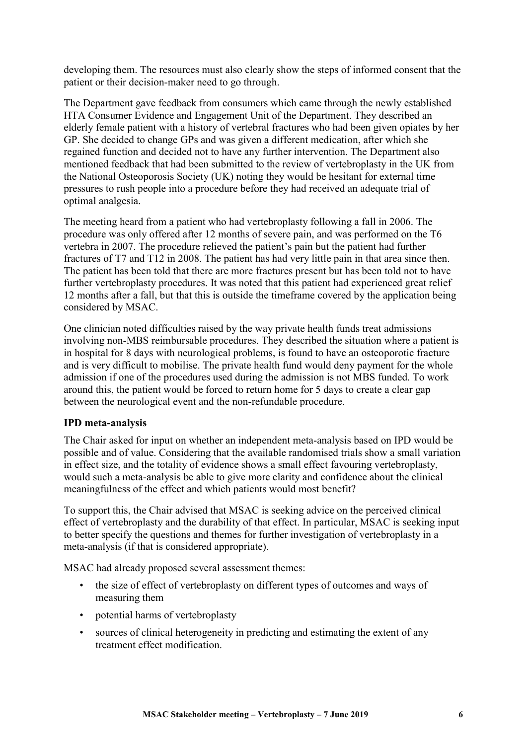developing them. The resources must also clearly show the steps of informed consent that the patient or their decision-maker need to go through.

The Department gave feedback from consumers which came through the newly established HTA Consumer Evidence and Engagement Unit of the Department. They described an elderly female patient with a history of vertebral fractures who had been given opiates by her GP. She decided to change GPs and was given a different medication, after which she regained function and decided not to have any further intervention. The Department also mentioned feedback that had been submitted to the review of vertebroplasty in the UK from the National Osteoporosis Society (UK) noting they would be hesitant for external time pressures to rush people into a procedure before they had received an adequate trial of optimal analgesia.

The meeting heard from a patient who had vertebroplasty following a fall in 2006. The procedure was only offered after 12 months of severe pain, and was performed on the T6 vertebra in 2007. The procedure relieved the patient's pain but the patient had further fractures of T7 and T12 in 2008. The patient has had very little pain in that area since then. The patient has been told that there are more fractures present but has been told not to have further vertebroplasty procedures. It was noted that this patient had experienced great relief 12 months after a fall, but that this is outside the timeframe covered by the application being considered by MSAC.

One clinician noted difficulties raised by the way private health funds treat admissions involving non-MBS reimbursable procedures. They described the situation where a patient is in hospital for 8 days with neurological problems, is found to have an osteoporotic fracture and is very difficult to mobilise. The private health fund would deny payment for the whole admission if one of the procedures used during the admission is not MBS funded. To work around this, the patient would be forced to return home for 5 days to create a clear gap between the neurological event and the non-refundable procedure.

**IPD meta-analysis**

The Chair asked for input on whether an independent meta-analysis based on IPD would be possible and of value. Considering that the available randomised trials show a small variation in effect size, and the totality of evidence shows a small effect favouring vertebroplasty, would such a meta-analysis be able to give more clarity and confidence about the clinical meaningfulness of the effect and which patients would most benefit?

To support this, the Chair advised that MSAC is seeking advice on the perceived clinical effect of vertebroplasty and the durability of that effect. In particular, MSAC is seeking input to better specify the questions and themes for further investigation of vertebroplasty in a meta-analysis (if that is considered appropriate).

MSAC had already proposed several assessment themes:

- the size of effect of vertebroplasty on different types of outcomes and ways of measuring them
- potential harms of vertebroplasty
- sources of clinical heterogeneity in predicting and estimating the extent of any treatment effect modification.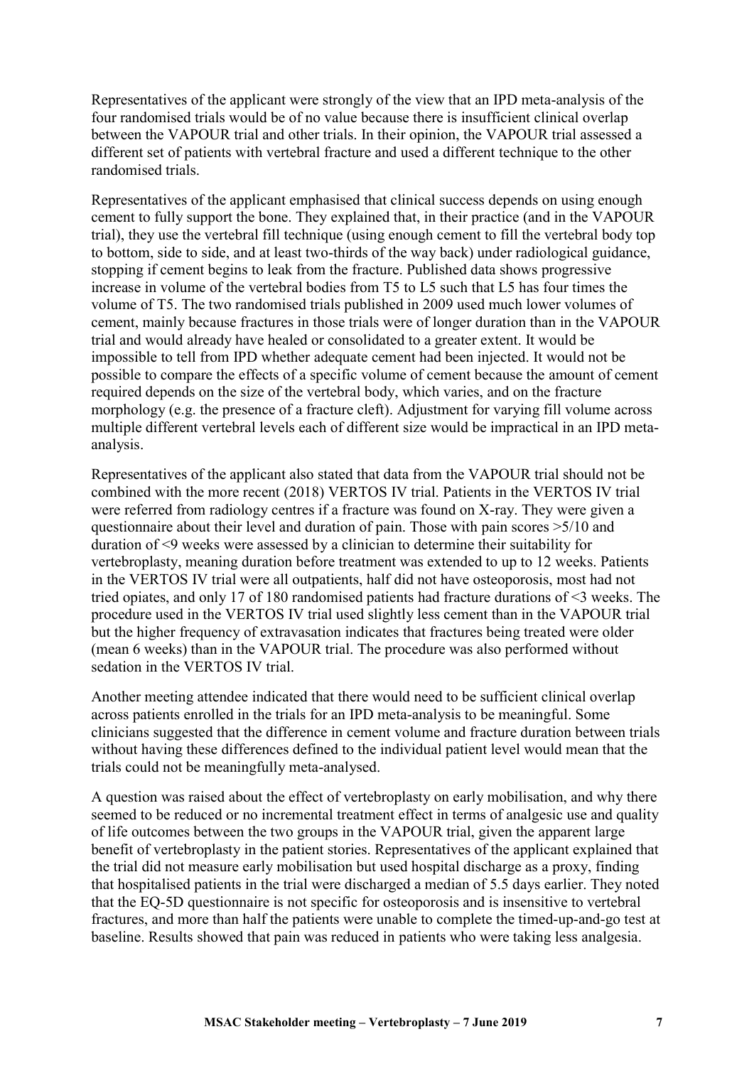Representatives of the applicant were strongly of the view that an IPD meta-analysis of the four randomised trials would be of no value because there is insufficient clinical overlap between the VAPOUR trial and other trials. In their opinion, the VAPOUR trial assessed a different set of patients with vertebral fracture and used a different technique to the other randomised trials.

Representatives of the applicant emphasised that clinical success depends on using enough cement to fully support the bone. They explained that, in their practice (and in the VAPOUR trial), they use the vertebral fill technique (using enough cement to fill the vertebral body top to bottom, side to side, and at least two-thirds of the way back) under radiological guidance, stopping if cement begins to leak from the fracture. Published data shows progressive increase in volume of the vertebral bodies from T5 to L5 such that L5 has four times the volume of T5. The two randomised trials published in 2009 used much lower volumes of cement, mainly because fractures in those trials were of longer duration than in the VAPOUR trial and would already have healed or consolidated to a greater extent. It would be impossible to tell from IPD whether adequate cement had been injected. It would not be possible to compare the effects of a specific volume of cement because the amount of cement required depends on the size of the vertebral body, which varies, and on the fracture morphology (e.g. the presence of a fracture cleft). Adjustment for varying fill volume across multiple different vertebral levels each of different size would be impractical in an IPD meta-analysis.

Representatives of the applicant also stated that data from the VAPOUR trial should not be combined with the more recent (2018) VERTOS IV trial. Patients in the VERTOS IV trial were referred from radiology centres if a fracture was found on X-ray. They were given a questionnaire about their level and duration of pain. Those with pain scores >5/10 and duration of <9 weeks were assessed by a clinician to determine their suitability for vertebroplasty, meaning duration before treatment was extended to up to 12 weeks. Patients in the VERTOS IV trial were all outpatients, half did not have osteoporosis, most had not tried opiates, and only 17 of 180 randomised patients had fracture durations of <3 weeks. The procedure used in the VERTOS IV trial used slightly less cement than in the VAPOUR trial but the higher frequency of extravasation indicates that fractures being treated were older (mean 6 weeks) than in the VAPOUR trial. The procedure was also performed without sedation in the VERTOS IV trial.

Another meeting attendee indicated that there would need to be sufficient clinical overlap across patients enrolled in the trials for an IPD meta-analysis to be meaningful. Some clinicians suggested that the difference in cement volume and fracture duration between trials without having these differences defined to the individual patient level would mean that the trials could not be meaningfully meta-analysed.

A question was raised about the effect of vertebroplasty on early mobilisation, and why there seemed to be reduced or no incremental treatment effect in terms of analgesic use and quality of life outcomes between the two groups in the VAPOUR trial, given the apparent large benefit of vertebroplasty in the patient stories. Representatives of the applicant explained that the trial did not measure early mobilisation but used hospital discharge as a proxy, finding that hospitalised patients in the trial were discharged a median of 5.5 days earlier. They noted that the EQ-5D questionnaire is not specific for osteoporosis and is insensitive to vertebral fractures, and more than half the patients were unable to complete the timed-up-and-go test at baseline. Results showed that pain was reduced in patients who were taking less analgesia.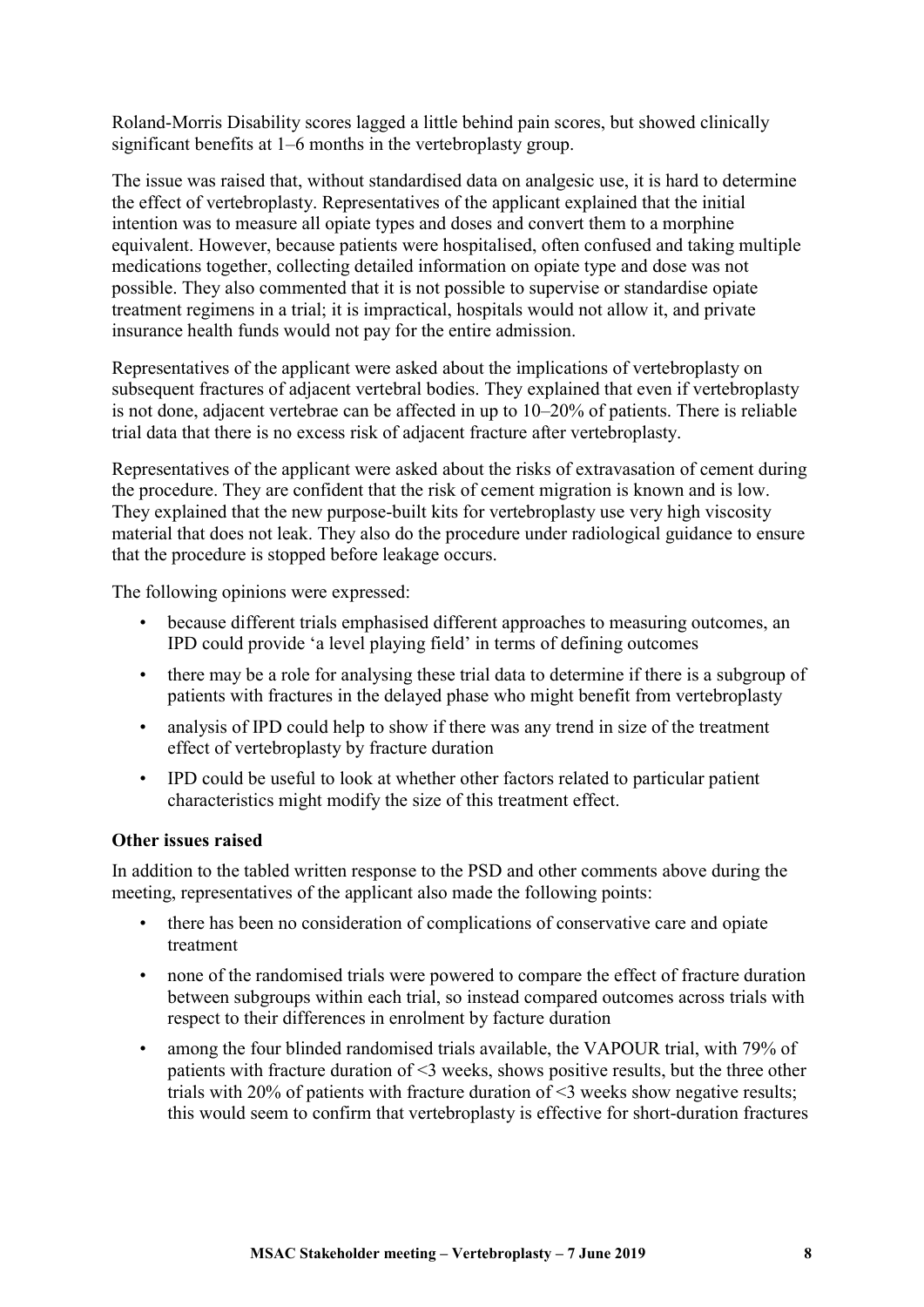Roland-Morris Disability scores lagged a little behind pain scores, but showed clinically significant benefits at 1–6 months in the vertebroplasty group.

The issue was raised that, without standardised data on analgesic use, it is hard to determine the effect of vertebroplasty. Representatives of the applicant explained that the initial intention was to measure all opiate types and doses and convert them to a morphine equivalent. However, because patients were hospitalised, often confused and taking multiple medications together, collecting detailed information on opiate type and dose was not possible. They also commented that it is not possible to supervise or standardise opiate treatment regimens in a trial; it is impractical, hospitals would not allow it, and private insurance health funds would not pay for the entire admission.

Representatives of the applicant were asked about the implications of vertebroplasty on subsequent fractures of adjacent vertebral bodies. They explained that even if vertebroplasty is not done, adjacent vertebrae can be affected in up to 10–20% of patients. There is reliable trial data that there is no excess risk of adjacent fracture after vertebroplasty.

Representatives of the applicant were asked about the risks of extravasation of cement during the procedure. They are confident that the risk of cement migration is known and is low. They explained that the new purpose-built kits for vertebroplasty use very high viscosity material that does not leak. They also do the procedure under radiological guidance to ensure that the procedure is stopped before leakage occurs.

The following opinions were expressed:

- because different trials emphasised different approaches to measuring outcomes, an IPD could provide 'a level playing field' in terms of defining outcomes
- there may be a role for analysing these trial data to determine if there is a subgroup of patients with fractures in the delayed phase who might benefit from vertebroplasty
- analysis of IPD could help to show if there was any trend in size of the treatment effect of vertebroplasty by fracture duration
- IPD could be useful to look at whether other factors related to particular patient characteristics might modify the size of this treatment effect.

**Other issues raised**

In addition to the tabled written response to the PSD and other comments above during the meeting, representatives of the applicant also made the following points:

- there has been no consideration of complications of conservative care and opiate treatment
- none of the randomised trials were powered to compare the effect of fracture duration between subgroups within each trial, so instead compared outcomes across trials with respect to their differences in enrolment by facture duration
- among the four blinded randomised trials available, the VAPOUR trial, with 79% of patients with fracture duration of <3 weeks, shows positive results, but the three other trials with 20% of patients with fracture duration of <3 weeks show negative results; this would seem to confirm that vertebroplasty is effective for short-duration fractures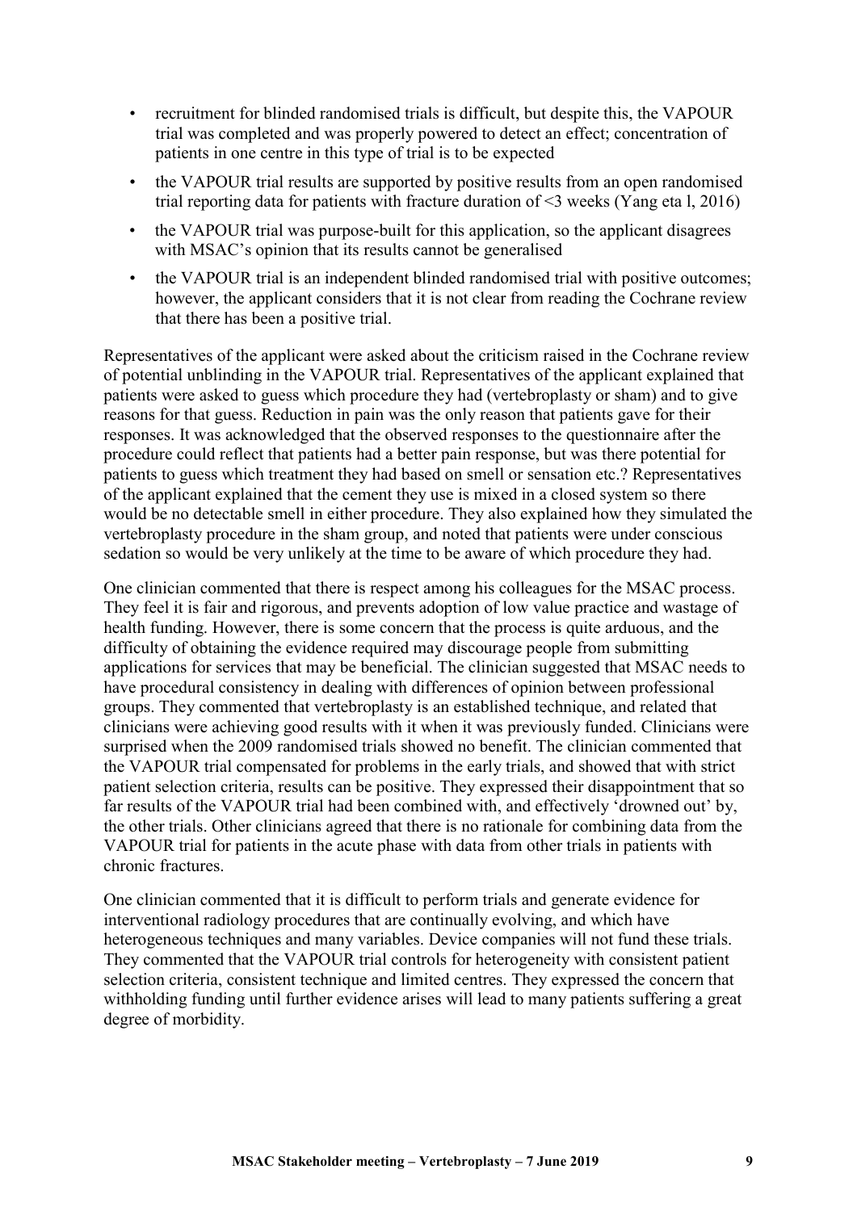- recruitment for blinded randomised trials is difficult, but despite this, the VAPOUR trial was completed and was properly powered to detect an effect; concentration of patients in one centre in this type of trial is to be expected
- the VAPOUR trial results are supported by positive results from an open randomised trial reporting data for patients with fracture duration of <3 weeks (Yang eta l, 2016)
- the VAPOUR trial was purpose-built for this application, so the applicant disagrees with MSAC's opinion that its results cannot be generalised
- the VAPOUR trial is an independent blinded randomised trial with positive outcomes; however, the applicant considers that it is not clear from reading the Cochrane review that there has been a positive trial.

Representatives of the applicant were asked about the criticism raised in the Cochrane review of potential unblinding in the VAPOUR trial. Representatives of the applicant explained that patients were asked to guess which procedure they had (vertebroplasty or sham) and to give reasons for that guess. Reduction in pain was the only reason that patients gave for their responses. It was acknowledged that the observed responses to the questionnaire after the procedure could reflect that patients had a better pain response, but was there potential for patients to guess which treatment they had based on smell or sensation etc.? Representatives of the applicant explained that the cement they use is mixed in a closed system so there would be no detectable smell in either procedure. They also explained how they simulated the vertebroplasty procedure in the sham group, and noted that patients were under conscious sedation so would be very unlikely at the time to be aware of which procedure they had.

One clinician commented that there is respect among his colleagues for the MSAC process. They feel it is fair and rigorous, and prevents adoption of low value practice and wastage of health funding. However, there is some concern that the process is quite arduous, and the difficulty of obtaining the evidence required may discourage people from submitting applications for services that may be beneficial. The clinician suggested that MSAC needs to have procedural consistency in dealing with differences of opinion between professional groups. They commented that vertebroplasty is an established technique, and related that clinicians were achieving good results with it when it was previously funded. Clinicians were surprised when the 2009 randomised trials showed no benefit. The clinician commented that the VAPOUR trial compensated for problems in the early trials, and showed that with strict patient selection criteria, results can be positive. They expressed their disappointment that so far results of the VAPOUR trial had been combined with, and effectively 'drowned out' by, the other trials. Other clinicians agreed that there is no rationale for combining data from the VAPOUR trial for patients in the acute phase with data from other trials in patients with chronic fractures.

One clinician commented that it is difficult to perform trials and generate evidence for interventional radiology procedures that are continually evolving, and which have heterogeneous techniques and many variables. Device companies will not fund these trials. They commented that the VAPOUR trial controls for heterogeneity with consistent patient selection criteria, consistent technique and limited centres. They expressed the concern that withholding funding until further evidence arises will lead to many patients suffering a great degree of morbidity.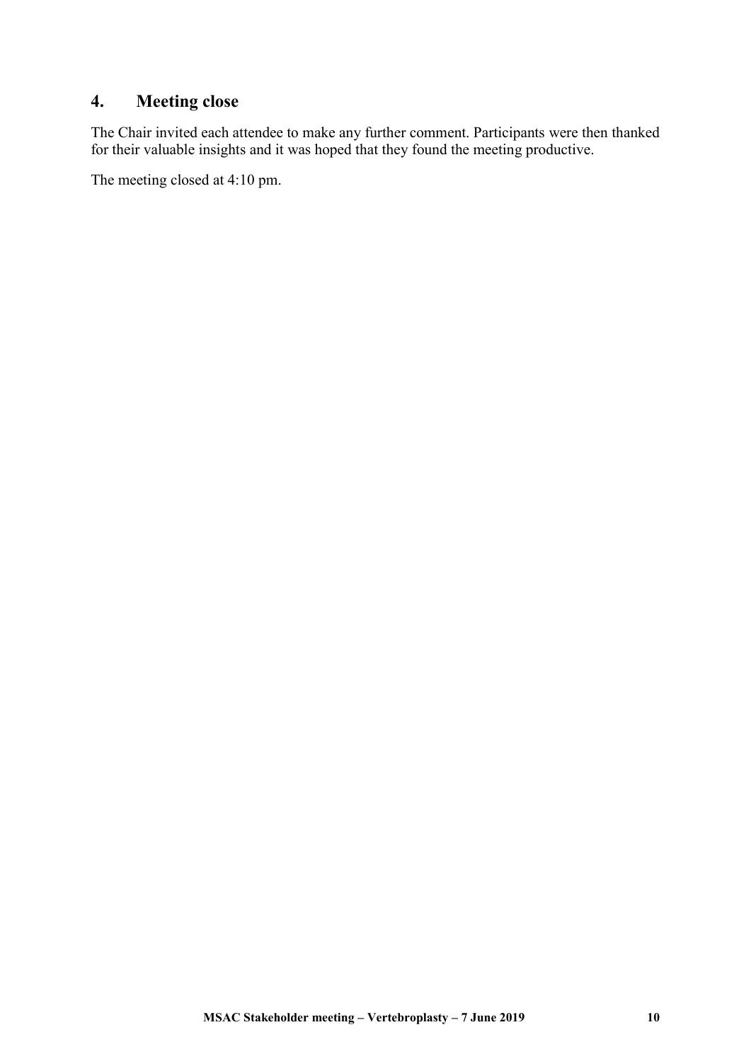## 4. Meeting close

The Chair invited each attendee to make any further comment. Participants were then thanked for their valuable insights and it was hoped that they found the meeting productive.

The meeting closed at 4:10 pm.